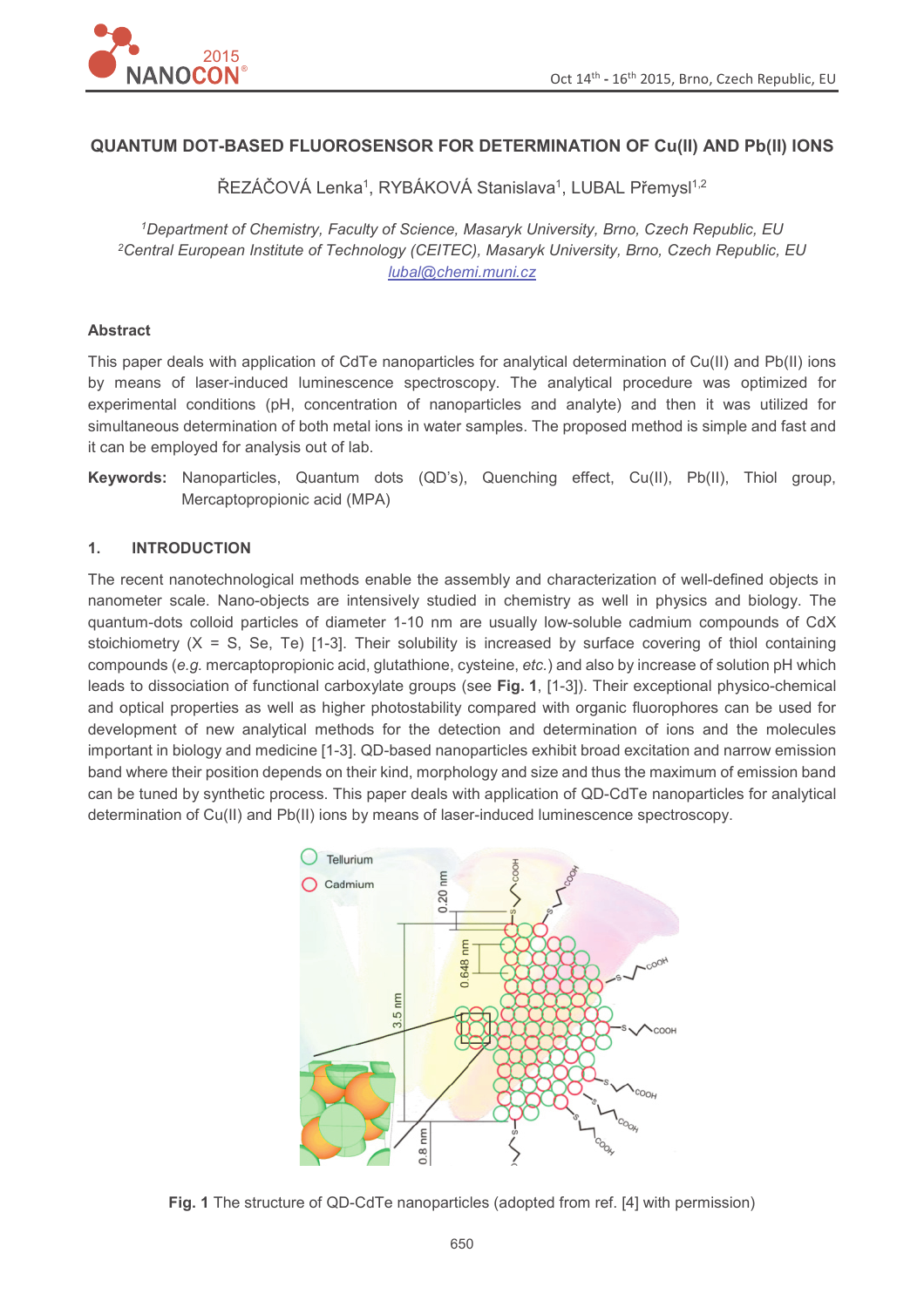# QUANTUM DOT-BASED FLUOROSENSOR FOR DETERMINATION OF Cu(II) AND Pb(II) IONS

ŘEZÁČOVÁ Lenka[1], RYBÁKOVÁ Stanislava[1], LUBAL Přemysl[1,2]

[1]*Department of Chemistry, Faculty of Science, Masaryk University, Brno, Czech Republic, EU*
[2]*Central European Institute of Technology (CEITEC), Masaryk University, Brno, Czech Republic, EU*
lubal@chemi.muni.cz

## Abstract

This paper deals with application of CdTe nanoparticles for analytical determination of Cu(II) and Pb(II) ions by means of laser-induced luminescence spectroscopy. The analytical procedure was optimized for experimental conditions (pH, concentration of nanoparticles and analyte) and then it was utilized for simultaneous determination of both metal ions in water samples. The proposed method is simple and fast and it can be employed for analysis out of lab.

**Keywords:** Nanoparticles, Quantum dots (QD's), Quenching effect, Cu(II), Pb(II), Thiol group, Mercaptopropionic acid (MPA)

## 1. INTRODUCTION

The recent nanotechnological methods enable the assembly and characterization of well-defined objects in nanometer scale. Nano-objects are intensively studied in chemistry as well in physics and biology. The quantum-dots colloid particles of diameter 1-10 nm are usually low-soluble cadmium compounds of CdX stoichiometry (X = S, Se, Te) [1-3]. Their solubility is increased by surface covering of thiol containing compounds (*e.g.* mercaptopropionic acid, glutathione, cysteine, *etc.*) and also by increase of solution pH which leads to dissociation of functional carboxylate groups (see **Fig. 1**, [1-3]). Their exceptional physico-chemical and optical properties as well as higher photostability compared with organic fluorophores can be used for development of new analytical methods for the detection and determination of ions and the molecules important in biology and medicine [1-3]. QD-based nanoparticles exhibit broad excitation and narrow emission band where their position depends on their kind, morphology and size and thus the maximum of emission band can be tuned by synthetic process. This paper deals with application of QD-CdTe nanoparticles for analytical determination of Cu(II) and Pb(II) ions by means of laser-induced luminescence spectroscopy.

**Fig. 1** The structure of QD-CdTe nanoparticles (adopted from ref. [4] with permission)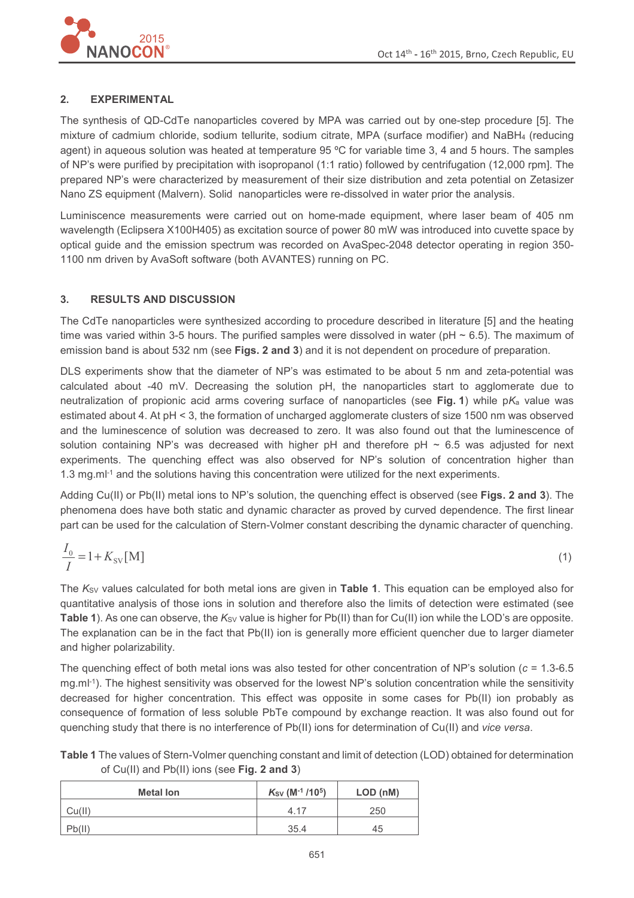## 2. EXPERIMENTAL

The synthesis of QD-CdTe nanoparticles covered by MPA was carried out by one-step procedure [5]. The mixture of cadmium chloride, sodium tellurite, sodium citrate, MPA (surface modifier) and $NaBH_4$ (reducing agent) in aqueous solution was heated at temperature 95 ºC for variable time 3, 4 and 5 hours. The samples of NP's were purified by precipitation with isopropanol (1:1 ratio) followed by centrifugation (12,000 rpm]. The prepared NP's were characterized by measurement of their size distribution and zeta potential on Zetasizer Nano ZS equipment (Malvern). Solid nanoparticles were re-dissolved in water prior the analysis.

Luminiscence measurements were carried out on home-made equipment, where laser beam of 405 nm wavelength (Eclipsera X100H405) as excitation source of power 80 mW was introduced into cuvette space by optical guide and the emission spectrum was recorded on AvaSpec-2048 detector operating in region 350-1100 nm driven by AvaSoft software (both AVANTES) running on PC.

## 3. RESULTS AND DISCUSSION

The CdTe nanoparticles were synthesized according to procedure described in literature [5] and the heating time was varied within 3-5 hours. The purified samples were dissolved in water (pH ~ 6.5). The maximum of emission band is about 532 nm (see **Figs. 2 and 3**) and it is not dependent on procedure of preparation.

DLS experiments show that the diameter of NP's was estimated to be about 5 nm and zeta-potential was calculated about -40 mV. Decreasing the solution pH, the nanoparticles start to agglomerate due to neutralization of propionic acid arms covering surface of nanoparticles (see **Fig. 1**) while p$K_a$ value was estimated about 4. At pH < 3, the formation of uncharged agglomerate clusters of size 1500 nm was observed and the luminescence of solution was decreased to zero. It was also found out that the luminescence of solution containing NP's was decreased with higher pH and therefore pH ~ 6.5 was adjusted for next experiments. The quenching effect was also observed for NP's solution of concentration higher than 1.3 mg.ml$^{-1}$ and the solutions having this concentration were utilized for the next experiments.

Adding Cu(II) or Pb(II) metal ions to NP's solution, the quenching effect is observed (see **Figs. 2 and 3**). The phenomena does have both static and dynamic character as proved by curved dependence. The first linear part can be used for the calculation of Stern-Volmer constant describing the dynamic character of quenching.

$$\frac{I_0}{I} = 1 + K_{SV}[\mathrm{M}] \tag{1}$$

The $K_{SV}$ values calculated for both metal ions are given in **Table 1**. This equation can be employed also for quantitative analysis of those ions in solution and therefore also the limits of detection were estimated (see **Table 1**). As one can observe, the $K_{SV}$ value is higher for Pb(II) than for Cu(II) ion while the LOD's are opposite. The explanation can be in the fact that Pb(II) ion is generally more efficient quencher due to larger diameter and higher polarizability.

The quenching effect of both metal ions was also tested for other concentration of NP's solution ($c$ = 1.3-6.5 mg.ml$^{-1}$). The highest sensitivity was observed for the lowest NP's solution concentration while the sensitivity decreased for higher concentration. This effect was opposite in some cases for Pb(II) ion probably as consequence of formation of less soluble PbTe compound by exchange reaction. It was also found out for quenching study that there is no interference of Pb(II) ions for determination of Cu(II) and *vice versa*.

**Table 1** The values of Stern-Volmer quenching constant and limit of detection (LOD) obtained for determination of Cu(II) and Pb(II) ions (see **Fig. 2 and 3**)

| Metal Ion | $K_{SV}$ ($M^{-1}$ /$10^5$) | LOD (nM) |
|---|---|---|
| Cu(II) | 4.17 | 250 |
| Pb(II) | 35.4 | 45 |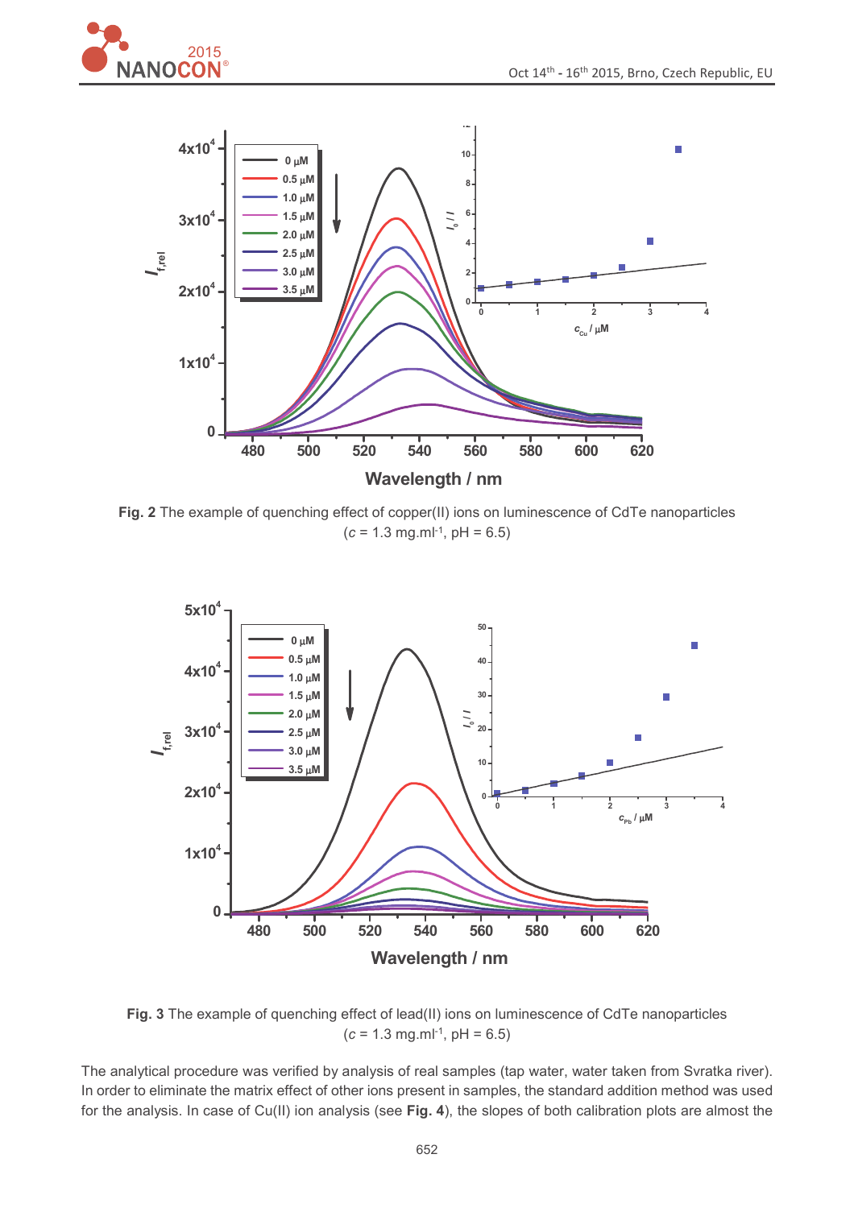**Fig. 2** The example of quenching effect of copper(II) ions on luminescence of CdTe nanoparticles ($c$ = 1.3 mg.ml$^{-1}$, pH = 6.5)

**Fig. 3** The example of quenching effect of lead(II) ions on luminescence of CdTe nanoparticles ($c$ = 1.3 mg.ml$^{-1}$, pH = 6.5)

The analytical procedure was verified by analysis of real samples (tap water, water taken from Svratka river). In order to eliminate the matrix effect of other ions present in samples, the standard addition method was used for the analysis. In case of Cu(II) ion analysis (see **Fig. 4**), the slopes of both calibration plots are almost the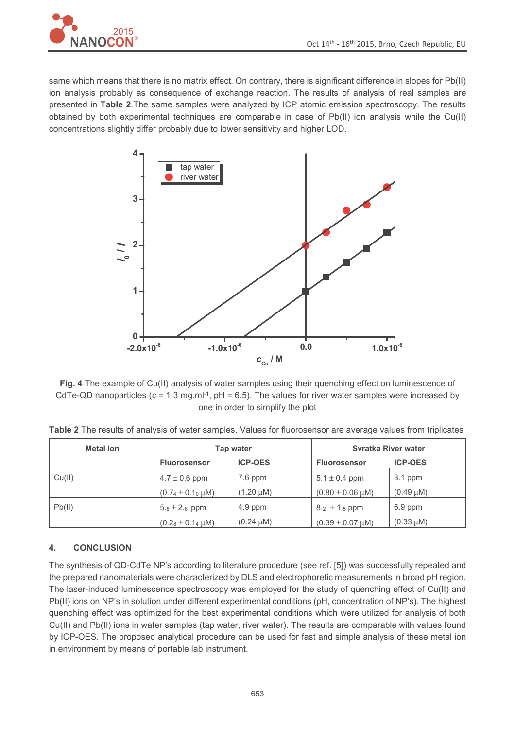same which means that there is no matrix effect. On contrary, there is significant difference in slopes for Pb(II) ion analysis probably as consequence of exchange reaction. The results of analysis of real samples are presented in **Table 2**.The same samples were analyzed by ICP atomic emission spectroscopy. The results obtained by both experimental techniques are comparable in case of Pb(II) ion analysis while the Cu(II) concentrations slightly differ probably due to lower sensitivity and higher LOD.

**Fig. 4** The example of Cu(II) analysis of water samples using their quenching effect on luminescence of CdTe-QD nanoparticles ($c$ = 1.3 mg.ml$^{-1}$, pH = 6.5). The values for river water samples were increased by one in order to simplify the plot

**Table 2** The results of analysis of water samples. Values for fluorosensor are average values from triplicates

| Metal Ion | Tap water | | Svratka River water | |
|---|---|---|---|---|
| | Fluorosensor | ICP-OES | Fluorosensor | ICP-OES |
| Cu(II) | 4.7 ± 0.6 ppm (0.74 ± 0.10 μM) | 7.6 ppm (1.20 μM) | 5.1 ± 0.4 ppm (0.80 ± 0.06 μM) | 3.1 ppm (0.49 μM) |
| Pb(II) | 5.8 ± 2.8 ppm (0.28 ± 0.14 μM) | 4.9 ppm (0.24 μM) | 8.2 ± 1.5 ppm (0.39 ± 0.07 μM) | 6.9 ppm (0.33 μM) |

## 4. CONCLUSION

The synthesis of QD-CdTe NP's according to literature procedure (see ref. [5]) was successfully repeated and the prepared nanomaterials were characterized by DLS and electrophoretic measurements in broad pH region. The laser-induced luminescence spectroscopy was employed for the study of quenching effect of Cu(II) and Pb(II) ions on NP's in solution under different experimental conditions (pH, concentration of NP's). The highest quenching effect was optimized for the best experimental conditions which were utilized for analysis of both Cu(II) and Pb(II) ions in water samples (tap water, river water). The results are comparable with values found by ICP-OES. The proposed analytical procedure can be used for fast and simple analysis of these metal ion in environment by means of portable lab instrument.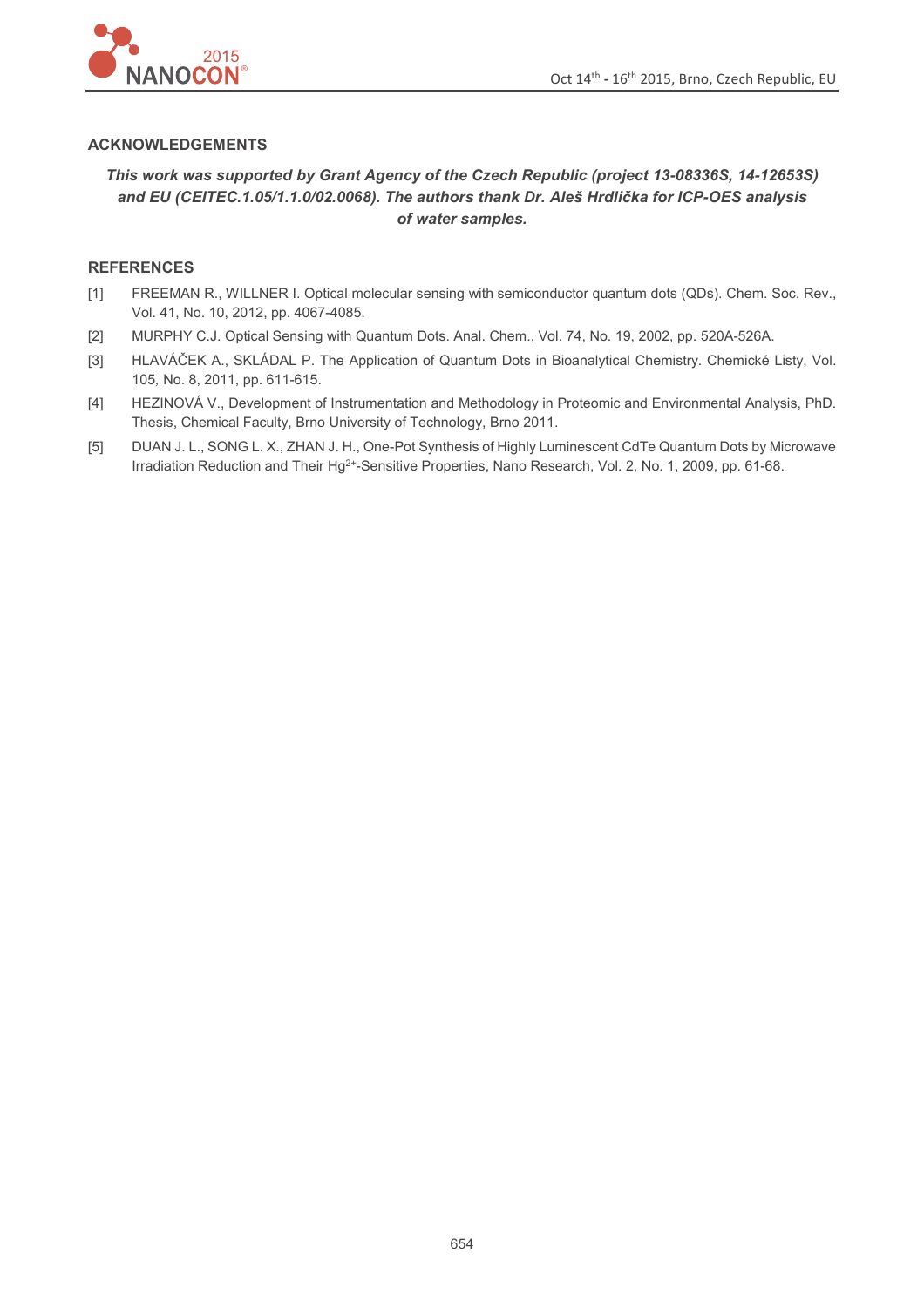## ACKNOWLEDGEMENTS

***This work was supported by Grant Agency of the Czech Republic (project 13-08336S, 14-12653S) and EU (CEITEC.1.05/1.1.0/02.0068). The authors thank Dr. Aleš Hrdlička for ICP-OES analysis of water samples.***

## REFERENCES

[1] FREEMAN R., WILLNER I. Optical molecular sensing with semiconductor quantum dots (QDs). Chem. Soc. Rev., Vol. 41, No. 10, 2012, pp. 4067-4085.

[2] MURPHY C.J. Optical Sensing with Quantum Dots. Anal. Chem., Vol. 74, No. 19, 2002, pp. 520A-526A.

[3] HLAVÁČEK A., SKLÁDAL P. The Application of Quantum Dots in Bioanalytical Chemistry. Chemické Listy, Vol. 105, No. 8, 2011, pp. 611-615.

[4] HEZINOVÁ V., Development of Instrumentation and Methodology in Proteomic and Environmental Analysis, PhD. Thesis, Chemical Faculty, Brno University of Technology, Brno 2011.

[5] DUAN J. L., SONG L. X., ZHAN J. H., One-Pot Synthesis of Highly Luminescent CdTe Quantum Dots by Microwave Irradiation Reduction and Their $Hg^{2+}$-Sensitive Properties, Nano Research, Vol. 2, No. 1, 2009, pp. 61-68.